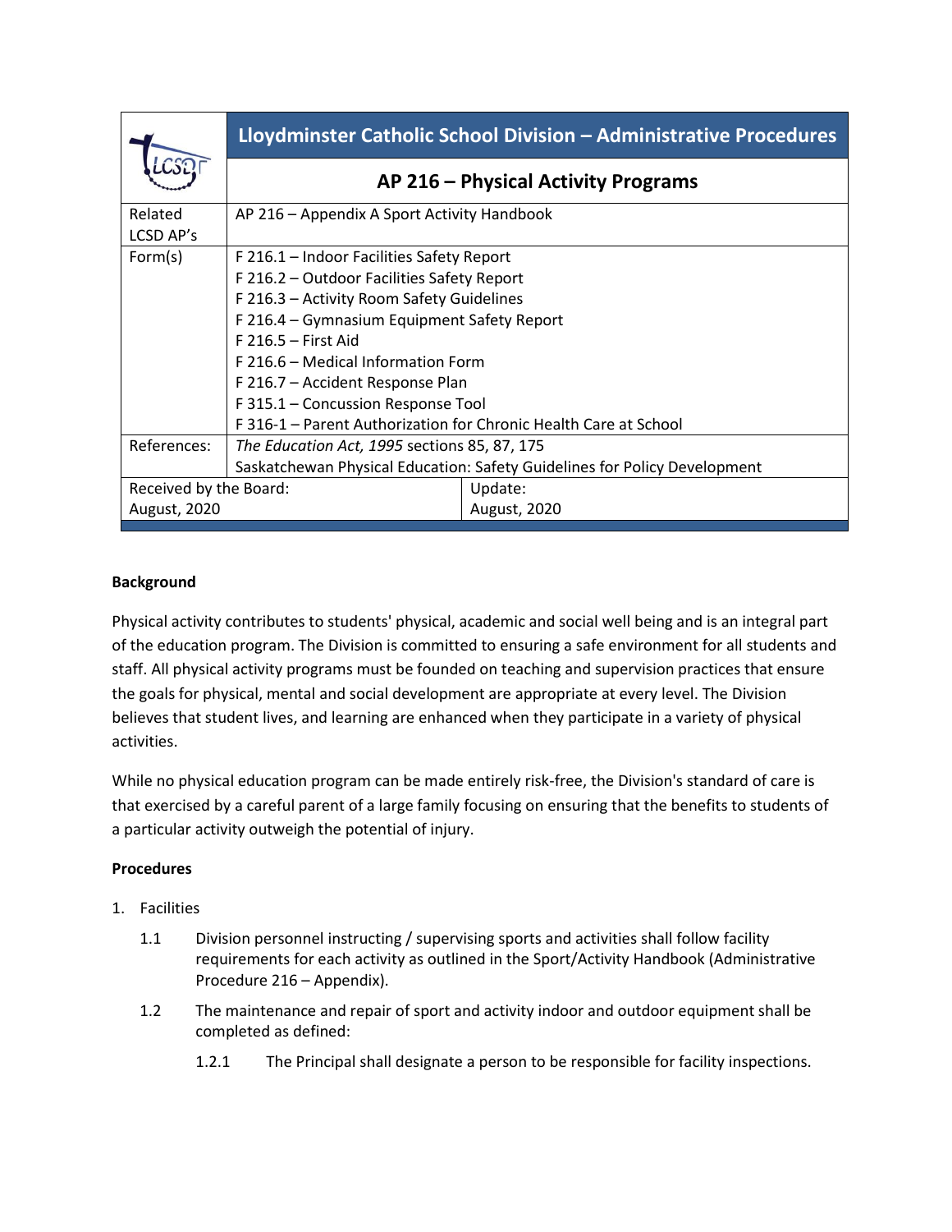| | Lloydminster Catholic School Division – Administrative Procedures | |
|---|---|---|
| | **AP 216 – Physical Activity Programs** | |
| Related LCSD AP's | AP 216 – Appendix A Sport Activity Handbook | |
| Form(s) | F 216.1 – Indoor Facilities Safety Report<br>F 216.2 – Outdoor Facilities Safety Report<br>F 216.3 – Activity Room Safety Guidelines<br>F 216.4 – Gymnasium Equipment Safety Report<br>F 216.5 – First Aid<br>F 216.6 – Medical Information Form<br>F 216.7 – Accident Response Plan<br>F 315.1 – Concussion Response Tool<br>F 316-1 – Parent Authorization for Chronic Health Care at School | |
| References: | *The Education Act, 1995* sections 85, 87, 175<br>Saskatchewan Physical Education: Safety Guidelines for Policy Development | |
| Received by the Board: August, 2020 | | Update: August, 2020 |

**Background**

Physical activity contributes to students' physical, academic and social well being and is an integral part of the education program. The Division is committed to ensuring a safe environment for all students and staff. All physical activity programs must be founded on teaching and supervision practices that ensure the goals for physical, mental and social development are appropriate at every level. The Division believes that student lives, and learning are enhanced when they participate in a variety of physical activities.

While no physical education program can be made entirely risk-free, the Division's standard of care is that exercised by a careful parent of a large family focusing on ensuring that the benefits to students of a particular activity outweigh the potential of injury.

**Procedures**

1. Facilities

    1.1 Division personnel instructing / supervising sports and activities shall follow facility requirements for each activity as outlined in the Sport/Activity Handbook (Administrative Procedure 216 – Appendix).

    1.2 The maintenance and repair of sport and activity indoor and outdoor equipment shall be completed as defined:

        1.2.1 The Principal shall designate a person to be responsible for facility inspections.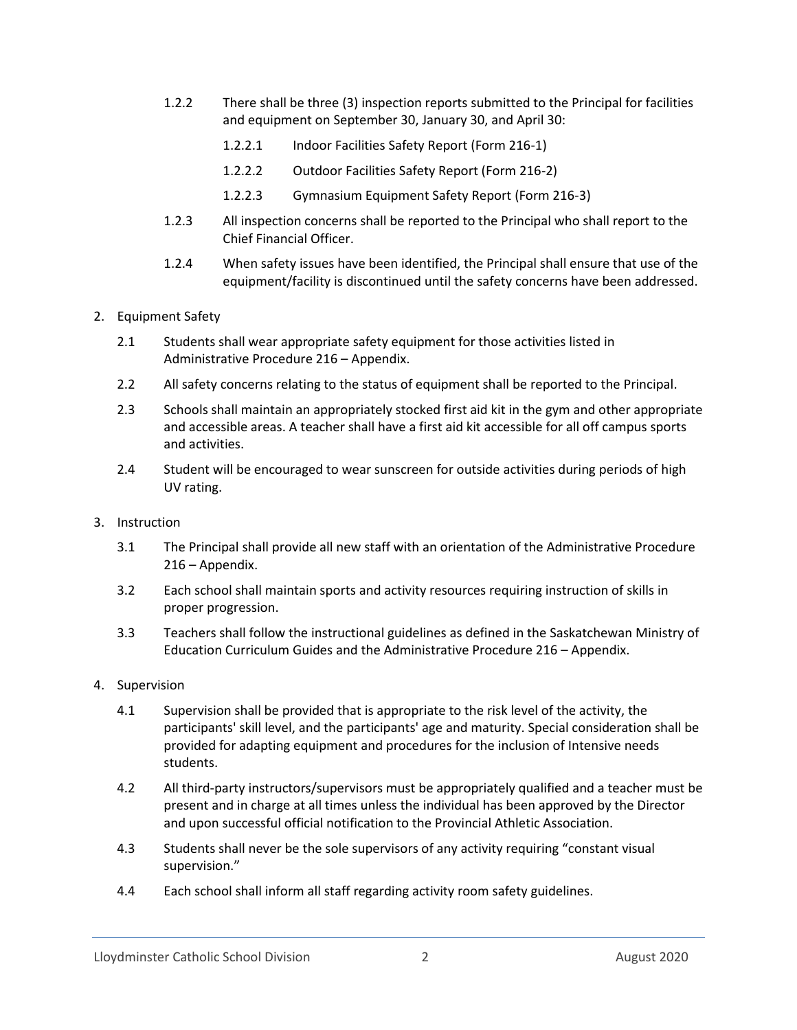1.2.2 There shall be three (3) inspection reports submitted to the Principal for facilities and equipment on September 30, January 30, and April 30:

1.2.2.1 Indoor Facilities Safety Report (Form 216-1)

1.2.2.2 Outdoor Facilities Safety Report (Form 216-2)

1.2.2.3 Gymnasium Equipment Safety Report (Form 216-3)

1.2.3 All inspection concerns shall be reported to the Principal who shall report to the Chief Financial Officer.

1.2.4 When safety issues have been identified, the Principal shall ensure that use of the equipment/facility is discontinued until the safety concerns have been addressed.

2. Equipment Safety

2.1 Students shall wear appropriate safety equipment for those activities listed in Administrative Procedure 216 – Appendix.

2.2 All safety concerns relating to the status of equipment shall be reported to the Principal.

2.3 Schools shall maintain an appropriately stocked first aid kit in the gym and other appropriate and accessible areas. A teacher shall have a first aid kit accessible for all off campus sports and activities.

2.4 Student will be encouraged to wear sunscreen for outside activities during periods of high UV rating.

3. Instruction

3.1 The Principal shall provide all new staff with an orientation of the Administrative Procedure 216 – Appendix.

3.2 Each school shall maintain sports and activity resources requiring instruction of skills in proper progression.

3.3 Teachers shall follow the instructional guidelines as defined in the Saskatchewan Ministry of Education Curriculum Guides and the Administrative Procedure 216 – Appendix.

4. Supervision

4.1 Supervision shall be provided that is appropriate to the risk level of the activity, the participants' skill level, and the participants' age and maturity. Special consideration shall be provided for adapting equipment and procedures for the inclusion of Intensive needs students.

4.2 All third-party instructors/supervisors must be appropriately qualified and a teacher must be present and in charge at all times unless the individual has been approved by the Director and upon successful official notification to the Provincial Athletic Association.

4.3 Students shall never be the sole supervisors of any activity requiring "constant visual supervision."

4.4 Each school shall inform all staff regarding activity room safety guidelines.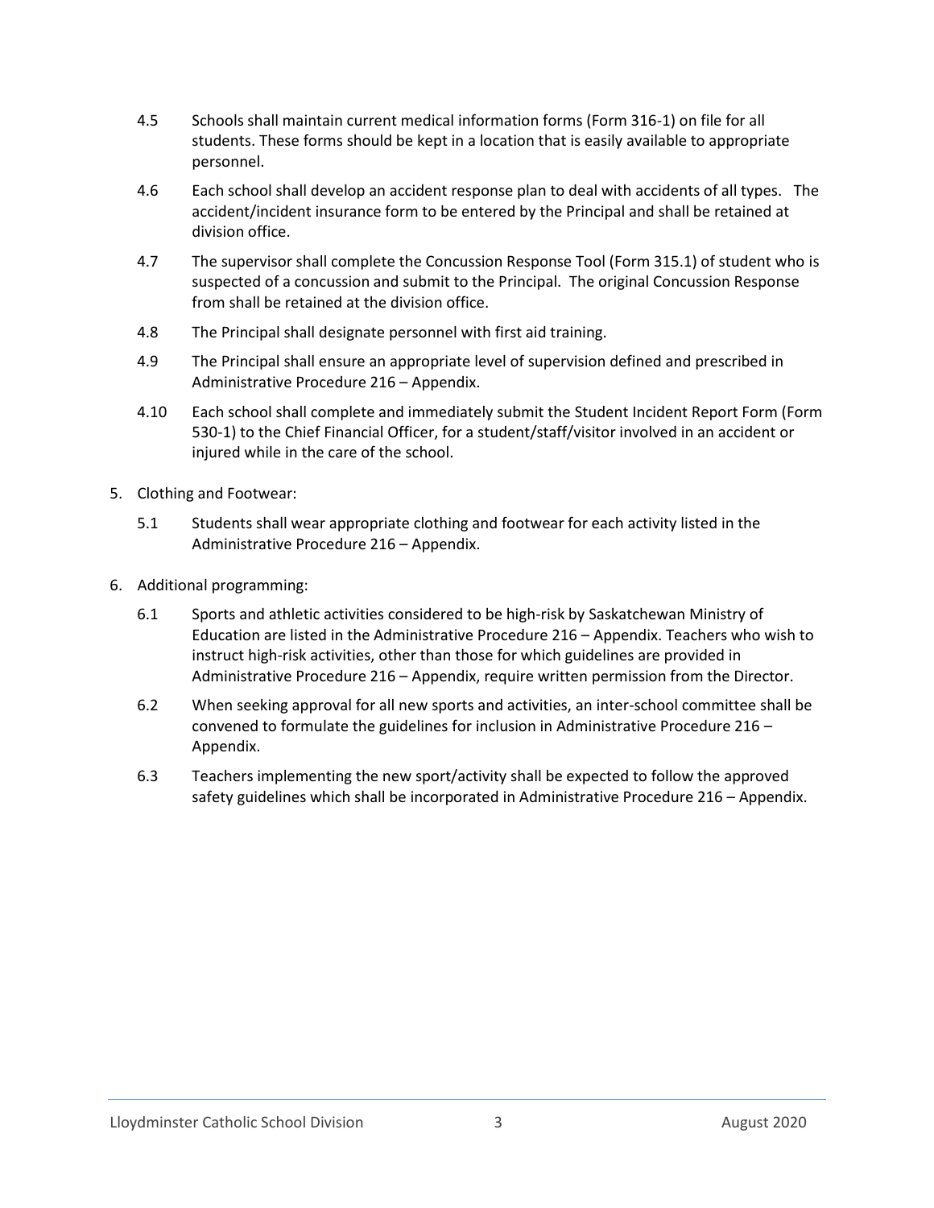4.5 Schools shall maintain current medical information forms (Form 316-1) on file for all students. These forms should be kept in a location that is easily available to appropriate personnel.

4.6 Each school shall develop an accident response plan to deal with accidents of all types. The accident/incident insurance form to be entered by the Principal and shall be retained at division office.

4.7 The supervisor shall complete the Concussion Response Tool (Form 315.1) of student who is suspected of a concussion and submit to the Principal. The original Concussion Response from shall be retained at the division office.

4.8 The Principal shall designate personnel with first aid training.

4.9 The Principal shall ensure an appropriate level of supervision defined and prescribed in Administrative Procedure 216 – Appendix.

4.10 Each school shall complete and immediately submit the Student Incident Report Form (Form 530-1) to the Chief Financial Officer, for a student/staff/visitor involved in an accident or injured while in the care of the school.

5. Clothing and Footwear:

   5.1 Students shall wear appropriate clothing and footwear for each activity listed in the Administrative Procedure 216 – Appendix.

6. Additional programming:

   6.1 Sports and athletic activities considered to be high-risk by Saskatchewan Ministry of Education are listed in the Administrative Procedure 216 – Appendix. Teachers who wish to instruct high-risk activities, other than those for which guidelines are provided in Administrative Procedure 216 – Appendix, require written permission from the Director.

   6.2 When seeking approval for all new sports and activities, an inter-school committee shall be convened to formulate the guidelines for inclusion in Administrative Procedure 216 – Appendix.

   6.3 Teachers implementing the new sport/activity shall be expected to follow the approved safety guidelines which shall be incorporated in Administrative Procedure 216 – Appendix.